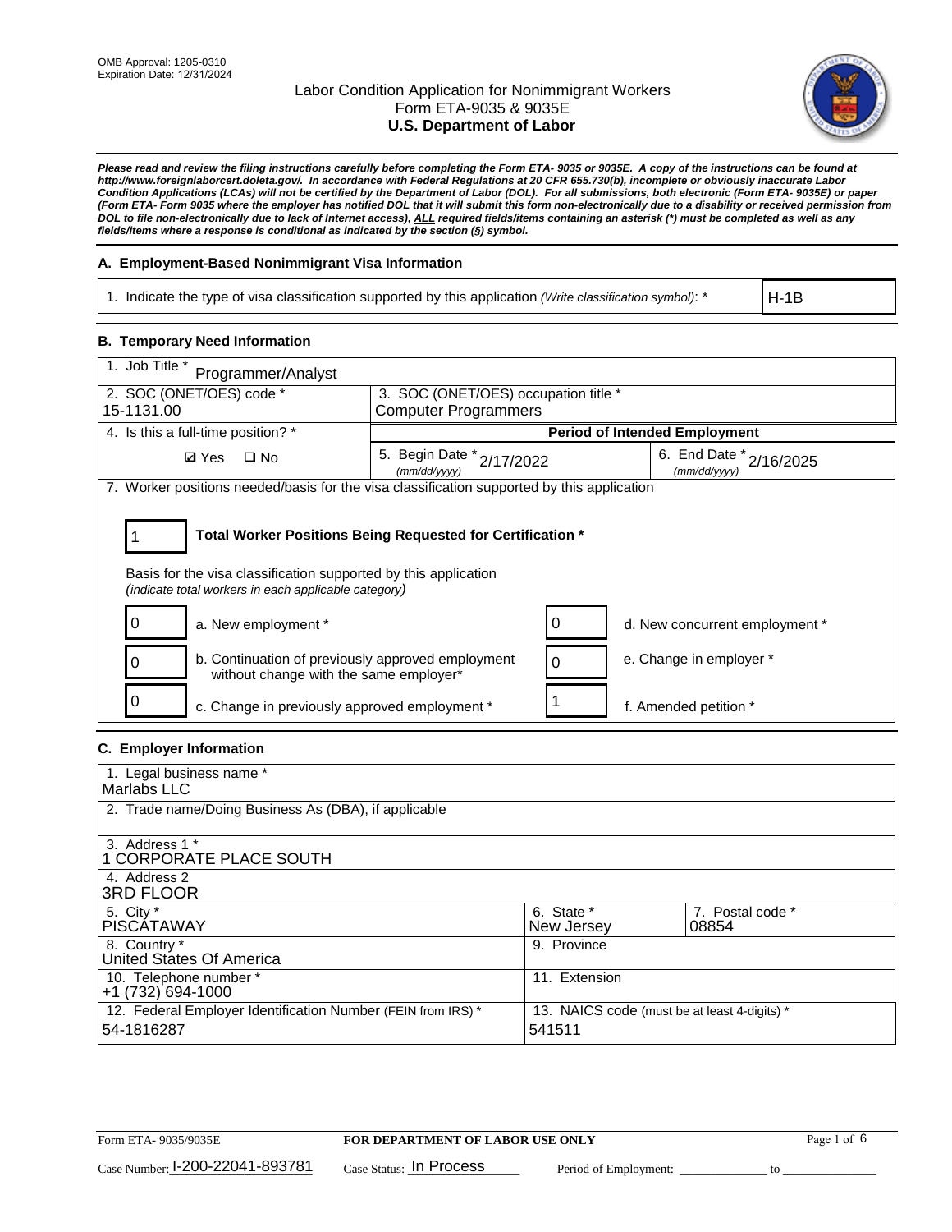OMB Approval: 1205-0310
Expiration Date: 12/31/2024

# Labor Condition Application for Nonimmigrant Workers
## Form ETA-9035 & 9035E
## U.S. Department of Labor

***Please read and review the filing instructions carefully before completing the Form ETA- 9035 or 9035E. A copy of the instructions can be found at http://www.foreignlaborcert.doleta.gov/. In accordance with Federal Regulations at 20 CFR 655.730(b), incomplete or obviously inaccurate Labor Condition Applications (LCAs) will not be certified by the Department of Labor (DOL). For all submissions, both electronic (Form ETA- 9035E) or paper (Form ETA- Form 9035 where the employer has notified DOL that it will submit this form non-electronically due to a disability or received permission from DOL to file non-electronically due to lack of Internet access), ALL required fields/items containing an asterisk (*) must be completed as well as any fields/items where a response is conditional as indicated by the section (§) symbol.***

### A. Employment-Based Nonimmigrant Visa Information

| 1. Indicate the type of visa classification supported by this application *(Write classification symbol)*: * | H-1B |
|---|---|

### B. Temporary Need Information

| 1. Job Title * Programmer/Analyst | | |
|---|---|---|
| 2. SOC (ONET/OES) code * 15-1131.00 | 3. SOC (ONET/OES) occupation title * Computer Programmers | |
| 4. Is this a full-time position? * | **Period of Intended Employment** | |
| ☑ Yes ☐ No | 5. Begin Date * *(mm/dd/yyyy)* 2/17/2022 | 6. End Date * *(mm/dd/yyyy)* 2/16/2025 |

7. Worker positions needed/basis for the visa classification supported by this application

**1 — Total Worker Positions Being Requested for Certification ***

Basis for the visa classification supported by this application
*(indicate total workers in each applicable category)*

| Count | Category | Count | Category |
|---|---|---|---|
| 0 | a. New employment * | 0 | d. New concurrent employment * |
| 0 | b. Continuation of previously approved employment without change with the same employer* | 0 | e. Change in employer * |
| 0 | c. Change in previously approved employment * | 1 | f. Amended petition * |

### C. Employer Information

| 1. Legal business name * Marlabs LLC | | |
|---|---|---|
| 2. Trade name/Doing Business As (DBA), if applicable | | |
| 3. Address 1 * 1 CORPORATE PLACE SOUTH | | |
| 4. Address 2 3RD FLOOR | | |
| 5. City * PISCATAWAY | 6. State * New Jersey | 7. Postal code * 08854 |
| 8. Country * United States Of America | 9. Province | |
| 10. Telephone number * +1 (732) 694-1000 | 11. Extension | |
| 12. Federal Employer Identification Number (FEIN from IRS) * 54-1816287 | 13. NAICS code (must be at least 4-digits) * 541511 | |

Form ETA- 9035/9035E — **FOR DEPARTMENT OF LABOR USE ONLY**

Case Number: I-200-22041-893781 Case Status: In Process Period of Employment: _____________ to _____________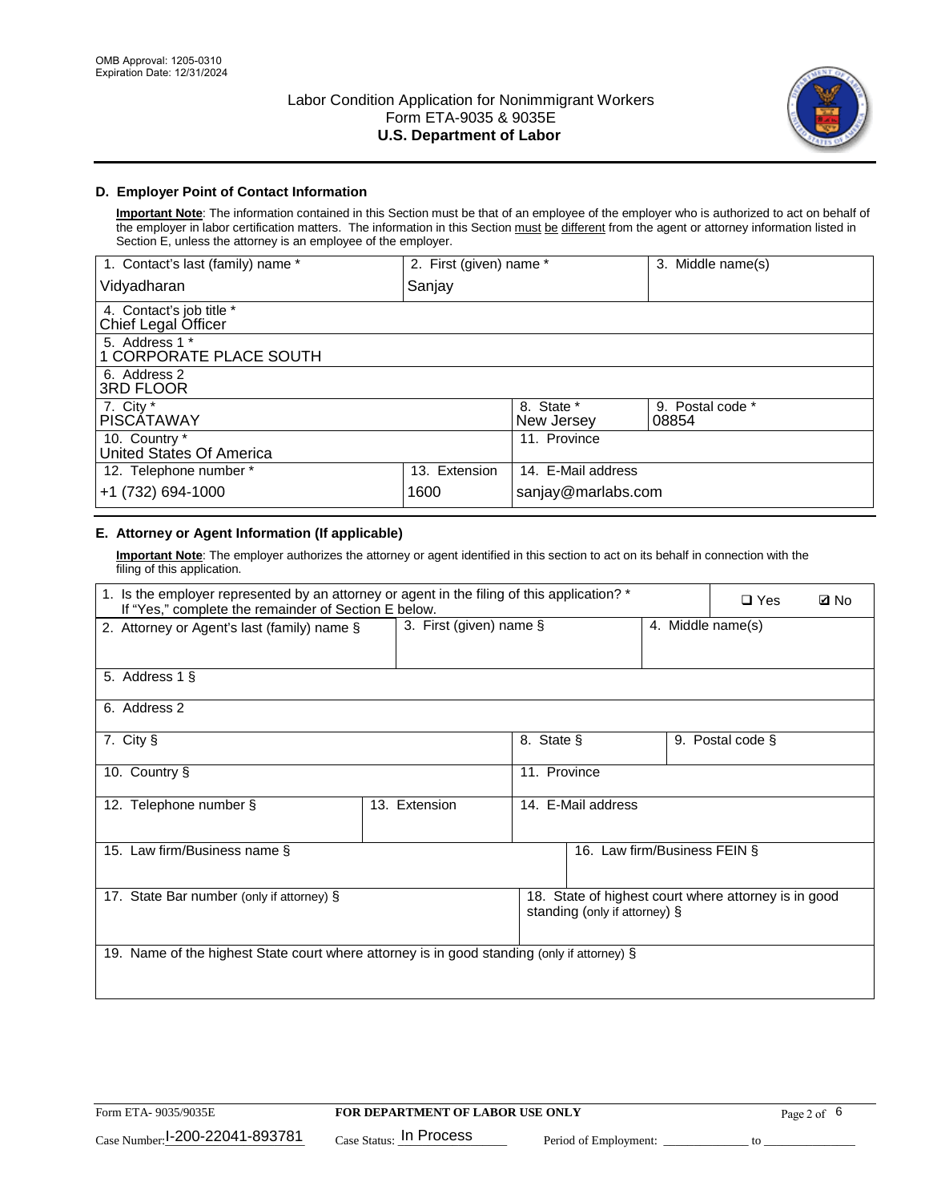## D. Employer Point of Contact Information

**Important Note**: The information contained in this Section must be that of an employee of the employer who is authorized to act on behalf of the employer in labor certification matters. The information in this Section must be different from the agent or attorney information listed in Section E, unless the attorney is an employee of the employer.

| 1. Contact's last (family) name * | 2. First (given) name * | 3. Middle name(s) |
|---|---|---|
| Vidyadharan | Sanjay | |

| 4. Contact's job title * |
|---|
| Chief Legal Officer |

| 5. Address 1 * |
|---|
| 1 CORPORATE PLACE SOUTH |

| 6. Address 2 |
|---|
| 3RD FLOOR |

| 7. City * | 8. State * | 9. Postal code * |
|---|---|---|
| PISCATAWAY | New Jersey | 08854 |

| 10. Country * | 11. Province |
|---|---|
| United States Of America | |

| 12. Telephone number * | 13. Extension | 14. E-Mail address |
|---|---|---|
| +1 (732) 694-1000 | 1600 | sanjay@marlabs.com |

## E. Attorney or Agent Information (If applicable)

**Important Note**: The employer authorizes the attorney or agent identified in this section to act on its behalf in connection with the filing of this application.

1. Is the employer represented by an attorney or agent in the filing of this application? * If "Yes," complete the remainder of Section E below. ❑ Yes ☑ No

| 2. Attorney or Agent's last (family) name § | 3. First (given) name § | 4. Middle name(s) |
|---|---|---|
| | | |

| 5. Address 1 § |
|---|
| |

| 6. Address 2 |
|---|
| |

| 7. City § | 8. State § | 9. Postal code § |
|---|---|---|
| | | |

| 10. Country § | 11. Province |
|---|---|
| | |

| 12. Telephone number § | 13. Extension | 14. E-Mail address |
|---|---|---|
| | | |

| 15. Law firm/Business name § | 16. Law firm/Business FEIN § |
|---|---|
| | |

| 17. State Bar number (only if attorney) § | 18. State of highest court where attorney is in good standing (only if attorney) § |
|---|---|
| | |

| 19. Name of the highest State court where attorney is in good standing (only if attorney) § |
|---|
| |

Form ETA- 9035/9035E | FOR DEPARTMENT OF LABOR USE ONLY

Case Number: I-200-22041-893781 Case Status: In Process Period of Employment: _____________ to _____________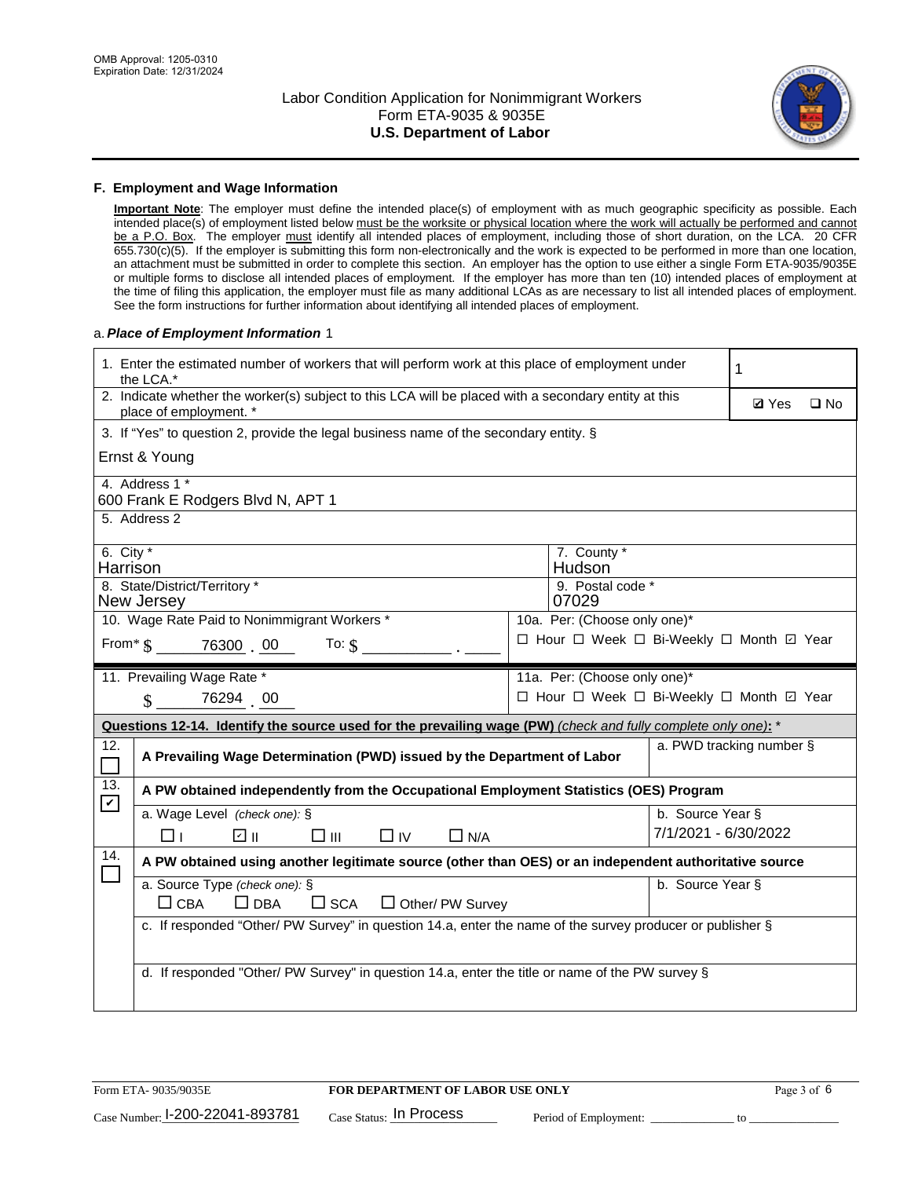## F. Employment and Wage Information

**Important Note**: The employer must define the intended place(s) of employment with as much geographic specificity as possible. Each intended place(s) of employment listed below must be the worksite or physical location where the work will actually be performed and cannot be a P.O. Box. The employer must identify all intended places of employment, including those of short duration, on the LCA. 20 CFR 655.730(c)(5). If the employer is submitting this form non-electronically and the work is expected to be performed in more than one location, an attachment must be submitted in order to complete this section. An employer has the option to use either a single Form ETA-9035/9035E or multiple forms to disclose all intended places of employment. If the employer has more than ten (10) intended places of employment at the time of filing this application, the employer must file as many additional LCAs as are necessary to list all intended places of employment. See the form instructions for further information about identifying all intended places of employment.

a. ***Place of Employment Information*** 1

| | |
|---|---|
| 1. Enter the estimated number of workers that will perform work at this place of employment under the LCA.* | 1 |
| 2. Indicate whether the worker(s) subject to this LCA will be placed with a secondary entity at this place of employment. * | ☑ Yes ☐ No |
| 3. If "Yes" to question 2, provide the legal business name of the secondary entity. § Ernst & Young | |
| 4. Address 1 * 600 Frank E Rodgers Blvd N, APT 1 | |
| 5. Address 2 | |
| 6. City * Harrison | 7. County * Hudson |
| 8. State/District/Territory * New Jersey | 9. Postal code * 07029 |
| 10. Wage Rate Paid to Nonimmigrant Workers * From* $ 76300 . 00 To: $ ____ . ____ | 10a. Per: (Choose only one)* ☐ Hour ☐ Week ☐ Bi-Weekly ☐ Month ☑ Year |
| 11. Prevailing Wage Rate * $ 76294 . 00 | 11a. Per: (Choose only one)* ☐ Hour ☐ Week ☐ Bi-Weekly ☐ Month ☑ Year |

**Questions 12-14. Identify the source used for the prevailing wage (PW)** *(check and fully complete only one)*: *

| | | |
|---|---|---|
| 12. ☐ | A Prevailing Wage Determination (PWD) issued by the Department of Labor | a. PWD tracking number § |
| 13. ☑ | A PW obtained independently from the Occupational Employment Statistics (OES) Program | |
| | a. Wage Level *(check one):* § ☐ I ☑ II ☐ III ☐ IV ☐ N/A | b. Source Year § 7/1/2021 - 6/30/2022 |
| 14. ☐ | A PW obtained using another legitimate source (other than OES) or an independent authoritative source | |
| | a. Source Type *(check one):* § ☐ CBA ☐ DBA ☐ SCA ☐ Other/ PW Survey | b. Source Year § |
| | c. If responded "Other/ PW Survey" in question 14.a, enter the name of the survey producer or publisher § | |
| | d. If responded "Other/ PW Survey" in question 14.a, enter the title or name of the PW survey § | |

Form ETA- 9035/9035E **FOR DEPARTMENT OF LABOR USE ONLY**

Case Number: I-200-22041-893781 Case Status: In Process Period of Employment: ____________ to ____________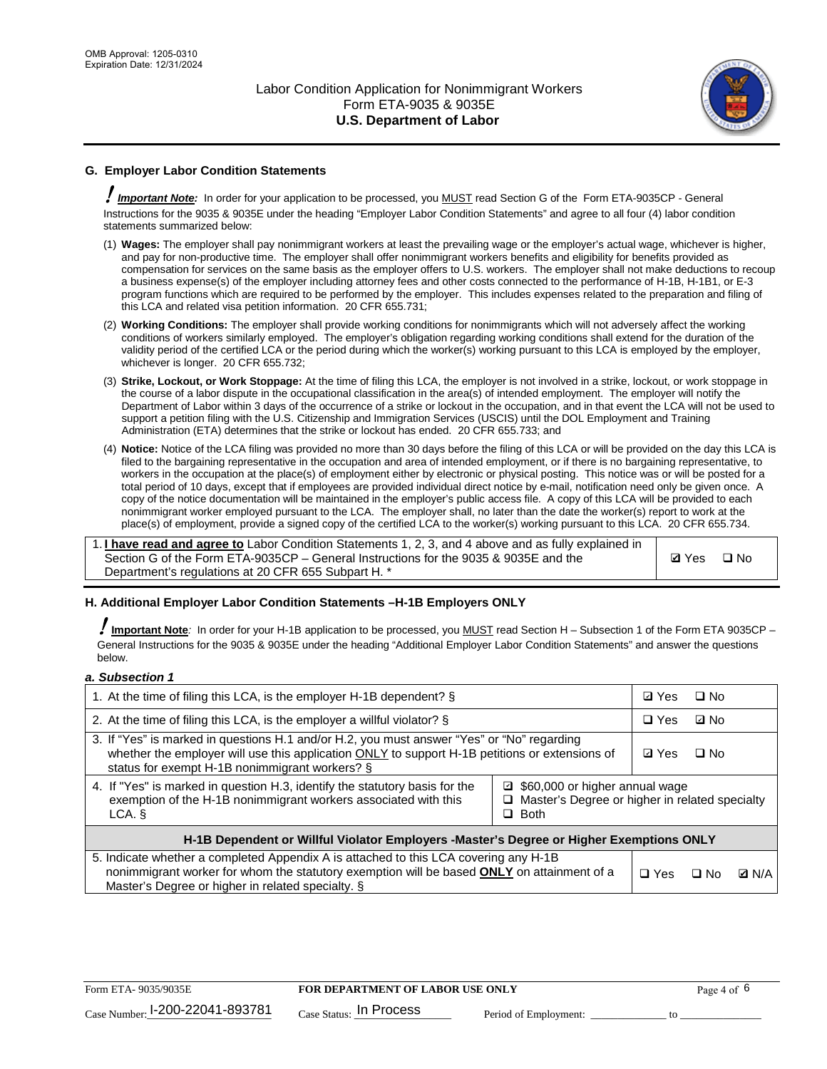## G. Employer Labor Condition Statements

***Important Note:*** In order for your application to be processed, you MUST read Section G of the Form ETA-9035CP - General Instructions for the 9035 & 9035E under the heading "Employer Labor Condition Statements" and agree to all four (4) labor condition statements summarized below:

(1) **Wages:** The employer shall pay nonimmigrant workers at least the prevailing wage or the employer's actual wage, whichever is higher, and pay for non-productive time. The employer shall offer nonimmigrant workers benefits and eligibility for benefits provided as compensation for services on the same basis as the employer offers to U.S. workers. The employer shall not make deductions to recoup a business expense(s) of the employer including attorney fees and other costs connected to the performance of H-1B, H-1B1, or E-3 program functions which are required to be performed by the employer. This includes expenses related to the preparation and filing of this LCA and related visa petition information. 20 CFR 655.731;

(2) **Working Conditions:** The employer shall provide working conditions for nonimmigrants which will not adversely affect the working conditions of workers similarly employed. The employer's obligation regarding working conditions shall extend for the duration of the validity period of the certified LCA or the period during which the worker(s) working pursuant to this LCA is employed by the employer, whichever is longer. 20 CFR 655.732;

(3) **Strike, Lockout, or Work Stoppage:** At the time of filing this LCA, the employer is not involved in a strike, lockout, or work stoppage in the course of a labor dispute in the occupational classification in the area(s) of intended employment. The employer will notify the Department of Labor within 3 days of the occurrence of a strike or lockout in the occupation, and in that event the LCA will not be used to support a petition filing with the U.S. Citizenship and Immigration Services (USCIS) until the DOL Employment and Training Administration (ETA) determines that the strike or lockout has ended. 20 CFR 655.733; and

(4) **Notice:** Notice of the LCA filing was provided no more than 30 days before the filing of this LCA or will be provided on the day this LCA is filed to the bargaining representative in the occupation and area of intended employment, or if there is no bargaining representative, to workers in the occupation at the place(s) of employment either by electronic or physical posting. This notice was or will be posted for a total period of 10 days, except that if employees are provided individual direct notice by e-mail, notification need only be given once. A copy of the notice documentation will be maintained in the employer's public access file. A copy of this LCA will be provided to each nonimmigrant worker employed pursuant to the LCA. The employer shall, no later than the date the worker(s) report to work at the place(s) of employment, provide a signed copy of the certified LCA to the worker(s) working pursuant to this LCA. 20 CFR 655.734.

| | |
|---|---|
| 1. **I have read and agree to** Labor Condition Statements 1, 2, 3, and 4 above and as fully explained in Section G of the Form ETA-9035CP – General Instructions for the 9035 & 9035E and the Department's regulations at 20 CFR 655 Subpart H. * | ☑ Yes ☐ No |

## H. Additional Employer Labor Condition Statements –H-1B Employers ONLY

**Important Note**: In order for your H-1B application to be processed, you MUST read Section H – Subsection 1 of the Form ETA 9035CP – General Instructions for the 9035 & 9035E under the heading "Additional Employer Labor Condition Statements" and answer the questions below.

***a. Subsection 1***

| | |
|---|---|
| 1. At the time of filing this LCA, is the employer H-1B dependent? § | ☑ Yes ☐ No |
| 2. At the time of filing this LCA, is the employer a willful violator? § | ☐ Yes ☑ No |
| 3. If "Yes" is marked in questions H.1 and/or H.2, you must answer "Yes" or "No" regarding whether the employer will use this application ONLY to support H-1B petitions or extensions of status for exempt H-1B nonimmigrant workers? § | ☑ Yes ☐ No |
| 4. If "Yes" is marked in question H.3, identify the statutory basis for the exemption of the H-1B nonimmigrant workers associated with this LCA. § | ☑ $60,000 or higher annual wage<br>☐ Master's Degree or higher in related specialty<br>☐ Both |
| **H-1B Dependent or Willful Violator Employers -Master's Degree or Higher Exemptions ONLY** | |
| 5. Indicate whether a completed Appendix A is attached to this LCA covering any H-1B nonimmigrant worker for whom the statutory exemption will be based **ONLY** on attainment of a Master's Degree or higher in related specialty. § | ☐ Yes ☐ No ☑ N/A |

Form ETA- 9035/9035E | **FOR DEPARTMENT OF LABOR USE ONLY**

Case Number: I-200-22041-893781 Case Status: In Process Period of Employment: _____________ to _____________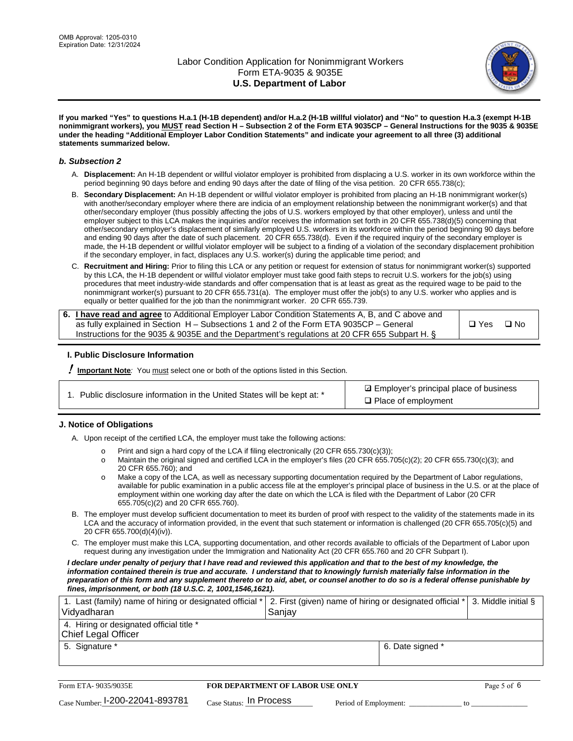If you marked "Yes" to questions H.a.1 (H-1B dependent) and/or H.a.2 (H-1B willful violator) and "No" to question H.a.3 (exempt H-1B nonimmigrant workers), you MUST read Section H – Subsection 2 of the Form ETA 9035CP – General Instructions for the 9035 & 9035E under the heading "Additional Employer Labor Condition Statements" and indicate your agreement to all three (3) additional statements summarized below.

### *b. Subsection 2*

A. **Displacement:** An H-1B dependent or willful violator employer is prohibited from displacing a U.S. worker in its own workforce within the period beginning 90 days before and ending 90 days after the date of filing of the visa petition. 20 CFR 655.738(c);

B. **Secondary Displacement:** An H-1B dependent or willful violator employer is prohibited from placing an H-1B nonimmigrant worker(s) with another/secondary employer where there are indicia of an employment relationship between the nonimmigrant worker(s) and that other/secondary employer (thus possibly affecting the jobs of U.S. workers employed by that other employer), unless and until the employer subject to this LCA makes the inquiries and/or receives the information set forth in 20 CFR 655.738(d)(5) concerning that other/secondary employer's displacement of similarly employed U.S. workers in its workforce within the period beginning 90 days before and ending 90 days after the date of such placement. 20 CFR 655.738(d). Even if the required inquiry of the secondary employer is made, the H-1B dependent or willful violator employer will be subject to a finding of a violation of the secondary displacement prohibition if the secondary employer, in fact, displaces any U.S. worker(s) during the applicable time period; and

C. **Recruitment and Hiring:** Prior to filing this LCA or any petition or request for extension of status for nonimmigrant worker(s) supported by this LCA, the H-1B dependent or willful violator employer must take good faith steps to recruit U.S. workers for the job(s) using procedures that meet industry-wide standards and offer compensation that is at least as great as the required wage to be paid to the nonimmigrant worker(s) pursuant to 20 CFR 655.731(a). The employer must offer the job(s) to any U.S. worker who applies and is equally or better qualified for the job than the nonimmigrant worker. 20 CFR 655.739.

| 6. **I have read and agree** to Additional Employer Labor Condition Statements A, B, and C above and as fully explained in Section H – Subsections 1 and 2 of the Form ETA 9035CP – General Instructions for the 9035 & 9035E and the Department's regulations at 20 CFR 655 Subpart H. § | ❑ Yes ❑ No |
|---|---|

## I. Public Disclosure Information

**! Important Note**: You must select one or both of the options listed in this Section.

| 1. Public disclosure information in the United States will be kept at: * | ☑ Employer's principal place of business<br>❑ Place of employment |
|---|---|

## J. Notice of Obligations

A. Upon receipt of the certified LCA, the employer must take the following actions:

- Print and sign a hard copy of the LCA if filing electronically (20 CFR 655.730(c)(3));
- Maintain the original signed and certified LCA in the employer's files (20 CFR 655.705(c)(2); 20 CFR 655.730(c)(3); and 20 CFR 655.760); and
- Make a copy of the LCA, as well as necessary supporting documentation required by the Department of Labor regulations, available for public examination in a public access file at the employer's principal place of business in the U.S. or at the place of employment within one working day after the date on which the LCA is filed with the Department of Labor (20 CFR 655.705(c)(2) and 20 CFR 655.760).

B. The employer must develop sufficient documentation to meet its burden of proof with respect to the validity of the statements made in its LCA and the accuracy of information provided, in the event that such statement or information is challenged (20 CFR 655.705(c)(5) and 20 CFR 655.700(d)(4)(iv)).

C. The employer must make this LCA, supporting documentation, and other records available to officials of the Department of Labor upon request during any investigation under the Immigration and Nationality Act (20 CFR 655.760 and 20 CFR Subpart I).

***I declare under penalty of perjury that I have read and reviewed this application and that to the best of my knowledge, the information contained therein is true and accurate. I understand that to knowingly furnish materially false information in the preparation of this form and any supplement thereto or to aid, abet, or counsel another to do so is a federal offense punishable by fines, imprisonment, or both (18 U.S.C. 2, 1001,1546,1621).***

| 1. Last (family) name of hiring or designated official * | 2. First (given) name of hiring or designated official * | 3. Middle initial § |
|---|---|---|
| Vidyadharan | Sanjay | |
| 4. Hiring or designated official title * | | |
| Chief Legal Officer | | |
| 5. Signature * | 6. Date signed * | |
| | | |

| Form ETA- 9035/9035E | FOR DEPARTMENT OF LABOR USE ONLY | |
|---|---|---|
| Case Number: I-200-22041-893781 | Case Status: In Process | Period of Employment: _____________ to _____________ |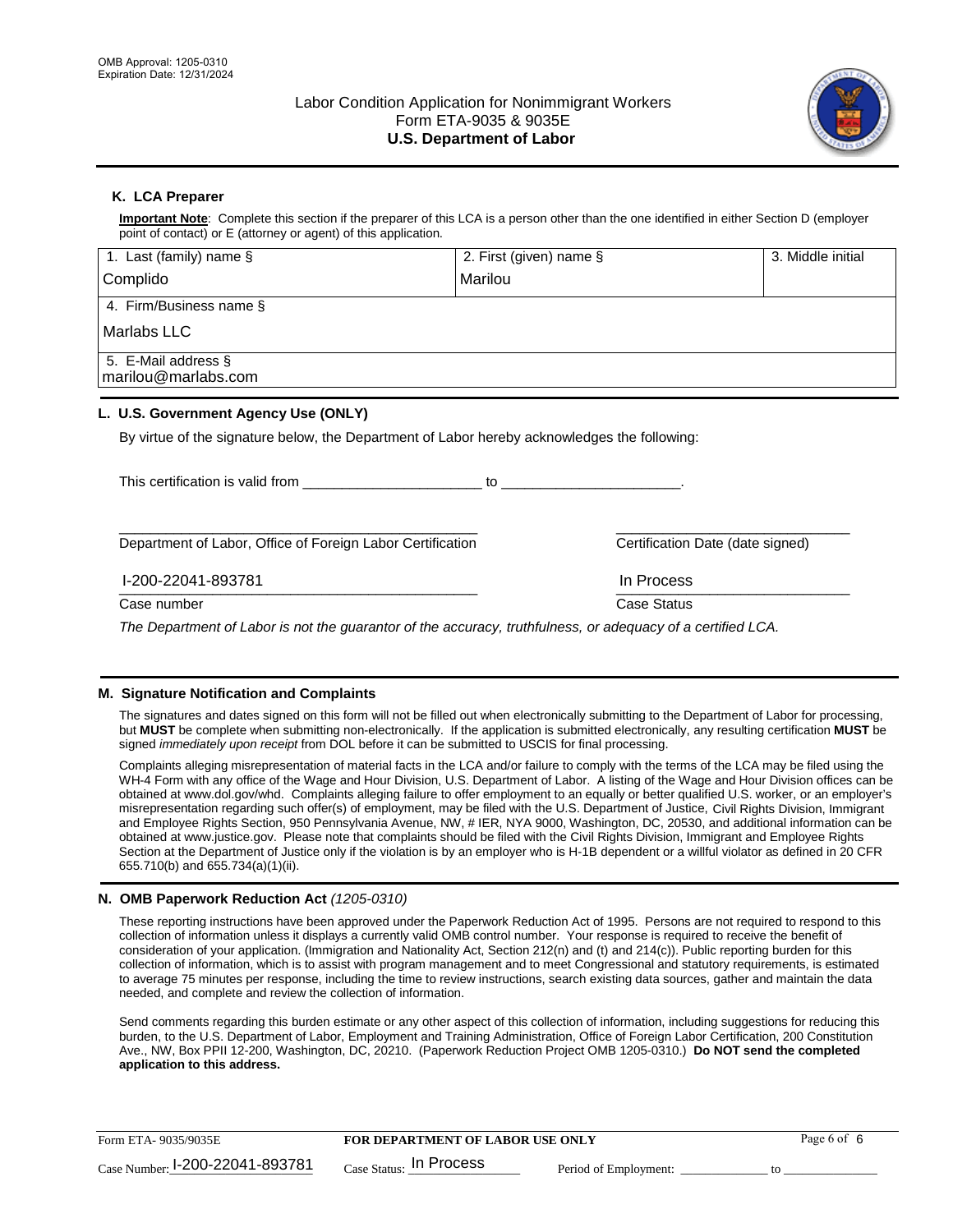OMB Approval: 1205-0310
Expiration Date: 12/31/2024

# Labor Condition Application for Nonimmigrant Workers
## Form ETA-9035 & 9035E
## U.S. Department of Labor

### K. LCA Preparer

**Important Note**: Complete this section if the preparer of this LCA is a person other than the one identified in either Section D (employer point of contact) or E (attorney or agent) of this application.

| 1. Last (family) name § | 2. First (given) name § | 3. Middle initial |
|---|---|---|
| Complido | Marilou | |

| 4. Firm/Business name § |
|---|
| Marlabs LLC |

| 5. E-Mail address § |
|---|
| marilou@marlabs.com |

### L. U.S. Government Agency Use (ONLY)

By virtue of the signature below, the Department of Labor hereby acknowledges the following:

This certification is valid from ______________________ to ______________________.

Department of Labor, Office of Foreign Labor Certification

Certification Date (date signed)

I-200-22041-893781

Case number

In Process

Case Status

*The Department of Labor is not the guarantor of the accuracy, truthfulness, or adequacy of a certified LCA.*

### M. Signature Notification and Complaints

The signatures and dates signed on this form will not be filled out when electronically submitting to the Department of Labor for processing, but **MUST** be complete when submitting non-electronically. If the application is submitted electronically, any resulting certification **MUST** be signed *immediately upon receipt* from DOL before it can be submitted to USCIS for final processing.

Complaints alleging misrepresentation of material facts in the LCA and/or failure to comply with the terms of the LCA may be filed using the WH-4 Form with any office of the Wage and Hour Division, U.S. Department of Labor. A listing of the Wage and Hour Division offices can be obtained at www.dol.gov/whd. Complaints alleging failure to offer employment to an equally or better qualified U.S. worker, or an employer's misrepresentation regarding such offer(s) of employment, may be filed with the U.S. Department of Justice, Civil Rights Division, Immigrant and Employee Rights Section, 950 Pennsylvania Avenue, NW, # IER, NYA 9000, Washington, DC, 20530, and additional information can be obtained at www.justice.gov. Please note that complaints should be filed with the Civil Rights Division, Immigrant and Employee Rights Section at the Department of Justice only if the violation is by an employer who is H-1B dependent or a willful violator as defined in 20 CFR 655.710(b) and 655.734(a)(1)(ii).

### N. OMB Paperwork Reduction Act *(1205-0310)*

These reporting instructions have been approved under the Paperwork Reduction Act of 1995. Persons are not required to respond to this collection of information unless it displays a currently valid OMB control number. Your response is required to receive the benefit of consideration of your application. (Immigration and Nationality Act, Section 212(n) and (t) and 214(c)). Public reporting burden for this collection of information, which is to assist with program management and to meet Congressional and statutory requirements, is estimated to average 75 minutes per response, including the time to review instructions, search existing data sources, gather and maintain the data needed, and complete and review the collection of information.

Send comments regarding this burden estimate or any other aspect of this collection of information, including suggestions for reducing this burden, to the U.S. Department of Labor, Employment and Training Administration, Office of Foreign Labor Certification, 200 Constitution Ave., NW, Box PPII 12-200, Washington, DC, 20210. (Paperwork Reduction Project OMB 1205-0310.) **Do NOT send the completed application to this address.**

Form ETA- 9035/9035E | **FOR DEPARTMENT OF LABOR USE ONLY**

Case Number: I-200-22041-893781 | Case Status: In Process | Period of Employment: ____________ to ____________